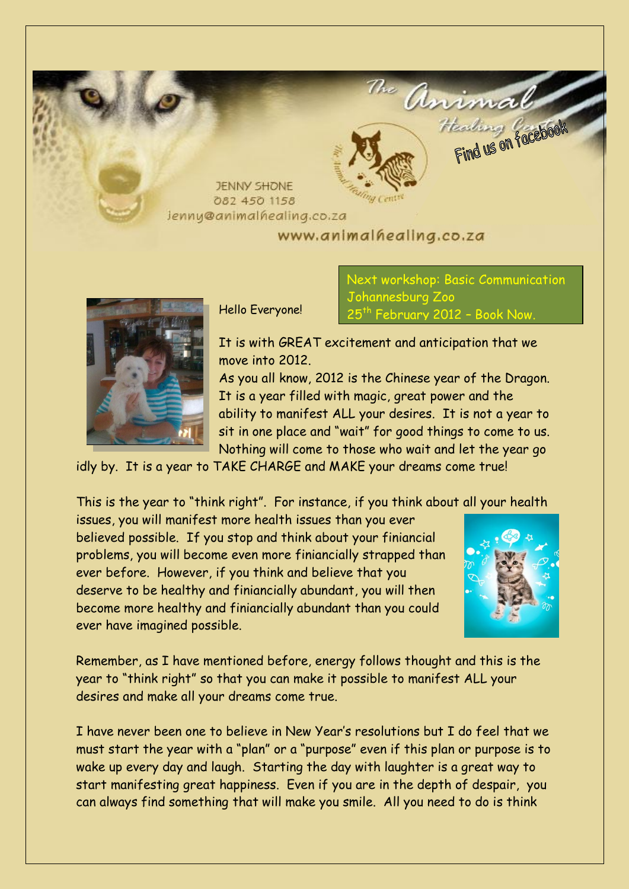The Animal Healing Centre

Find us on facebook

JENNY SHONE
082 450 1158
jenny@animalhealing.co.za
www.animalhealing.co.za

Next workshop: Basic Communication
Johannesburg Zoo
25th February 2012 – Book Now.

Hello Everyone!

It is with GREAT excitement and anticipation that we move into 2012.

As you all know, 2012 is the Chinese year of the Dragon. It is a year filled with magic, great power and the ability to manifest ALL your desires. It is not a year to sit in one place and "wait" for good things to come to us. Nothing will come to those who wait and let the year go idly by. It is a year to TAKE CHARGE and MAKE your dreams come true!

This is the year to "think right". For instance, if you think about all your health issues, you will manifest more health issues than you ever believed possible. If you stop and think about your finiancial problems, you will become even more finiancially strapped than ever before. However, if you think and believe that you deserve to be healthy and finiancially abundant, you will then become more healthy and finiancially abundant than you could ever have imagined possible.

Remember, as I have mentioned before, energy follows thought and this is the year to "think right" so that you can make it possible to manifest ALL your desires and make all your dreams come true.

I have never been one to believe in New Year's resolutions but I do feel that we must start the year with a "plan" or a "purpose" even if this plan or purpose is to wake up every day and laugh. Starting the day with laughter is a great way to start manifesting great happiness. Even if you are in the depth of despair, you can always find something that will make you smile. All you need to do is think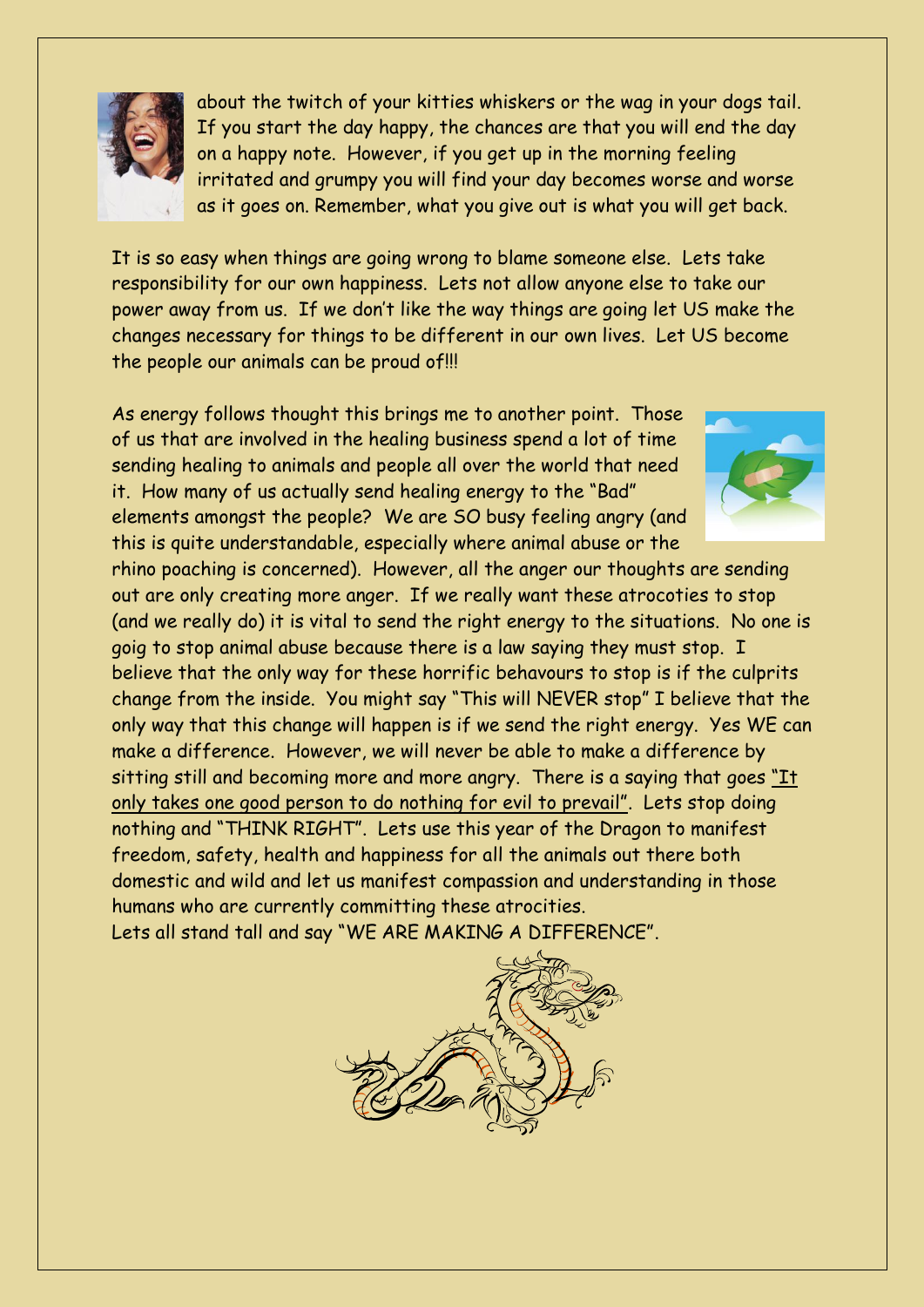about the twitch of your kitties whiskers or the wag in your dogs tail. If you start the day happy, the chances are that you will end the day on a happy note. However, if you get up in the morning feeling irritated and grumpy you will find your day becomes worse and worse as it goes on. Remember, what you give out is what you will get back.

It is so easy when things are going wrong to blame someone else. Lets take responsibility for our own happiness. Lets not allow anyone else to take our power away from us. If we don't like the way things are going let US make the changes necessary for things to be different in our own lives. Let US become the people our animals can be proud of!!!

As energy follows thought this brings me to another point. Those of us that are involved in the healing business spend a lot of time sending healing to animals and people all over the world that need it. How many of us actually send healing energy to the "Bad" elements amongst the people? We are SO busy feeling angry (and this is quite understandable, especially where animal abuse or the rhino poaching is concerned). However, all the anger our thoughts are sending out are only creating more anger. If we really want these atrocoties to stop (and we really do) it is vital to send the right energy to the situations. No one is goig to stop animal abuse because there is a law saying they must stop. I believe that the only way for these horrific behavours to stop is if the culprits change from the inside. You might say "This will NEVER stop" I believe that the only way that this change will happen is if we send the right energy. Yes WE can make a difference. However, we will never be able to make a difference by sitting still and becoming more and more angry. There is a saying that goes "It only takes one good person to do nothing for evil to prevail". Lets stop doing nothing and "THINK RIGHT". Lets use this year of the Dragon to manifest freedom, safety, health and happiness for all the animals out there both domestic and wild and let us manifest compassion and understanding in those humans who are currently committing these atrocities.
Lets all stand tall and say "WE ARE MAKING A DIFFERENCE".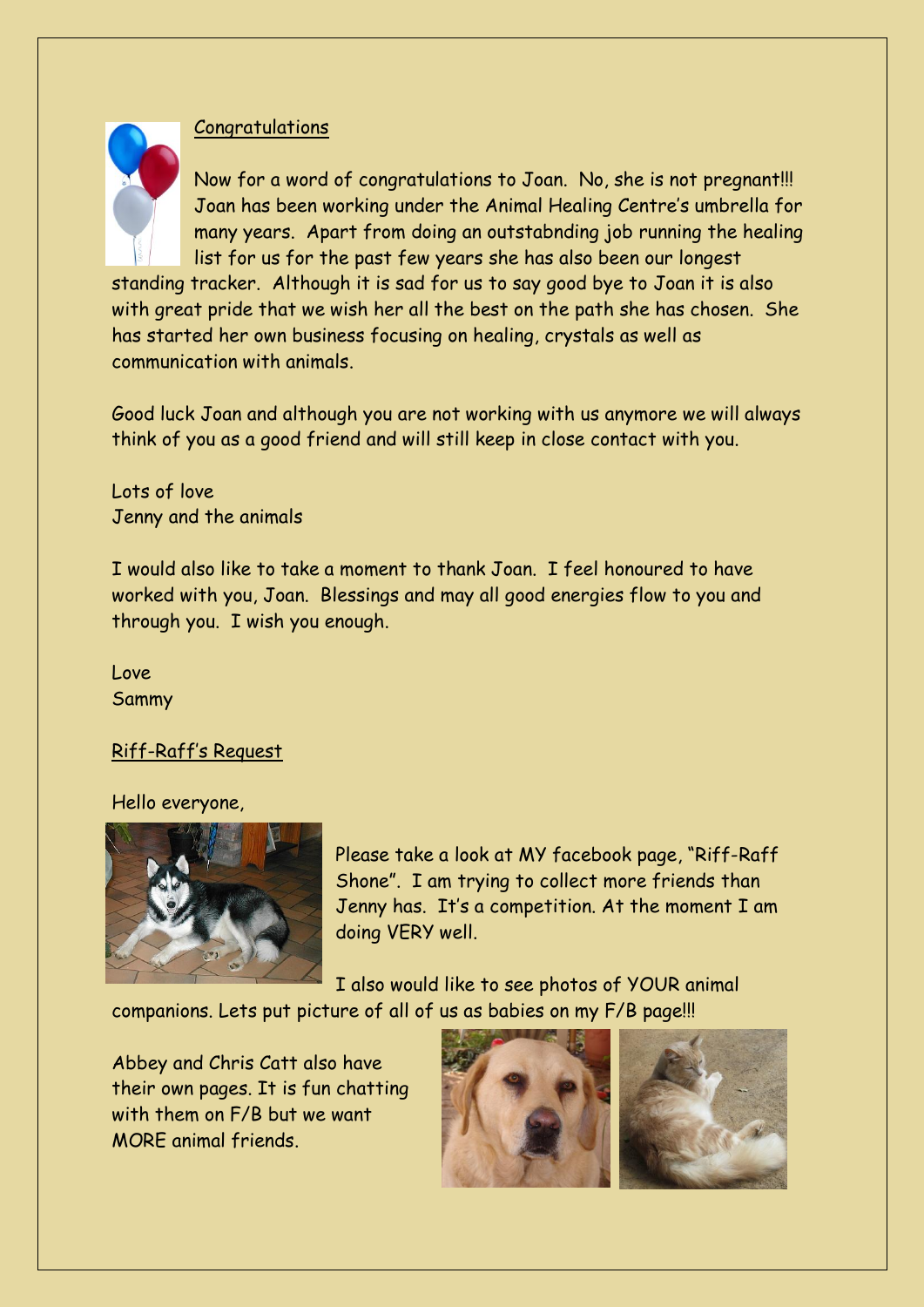## Congratulations

Now for a word of congratulations to Joan. No, she is not pregnant!!! Joan has been working under the Animal Healing Centre's umbrella for many years. Apart from doing an outstabnding job running the healing list for us for the past few years she has also been our longest standing tracker. Although it is sad for us to say good bye to Joan it is also with great pride that we wish her all the best on the path she has chosen. She has started her own business focusing on healing, crystals as well as communication with animals.

Good luck Joan and although you are not working with us anymore we will always think of you as a good friend and will still keep in close contact with you.

Lots of love
Jenny and the animals

I would also like to take a moment to thank Joan. I feel honoured to have worked with you, Joan. Blessings and may all good energies flow to you and through you. I wish you enough.

Love
Sammy

## Riff-Raff's Request

Hello everyone,

Please take a look at MY facebook page, "Riff-Raff Shone". I am trying to collect more friends than Jenny has. It's a competition. At the moment I am doing VERY well.

I also would like to see photos of YOUR animal companions. Lets put picture of all of us as babies on my F/B page!!!

Abbey and Chris Catt also have their own pages. It is fun chatting with them on F/B but we want MORE animal friends.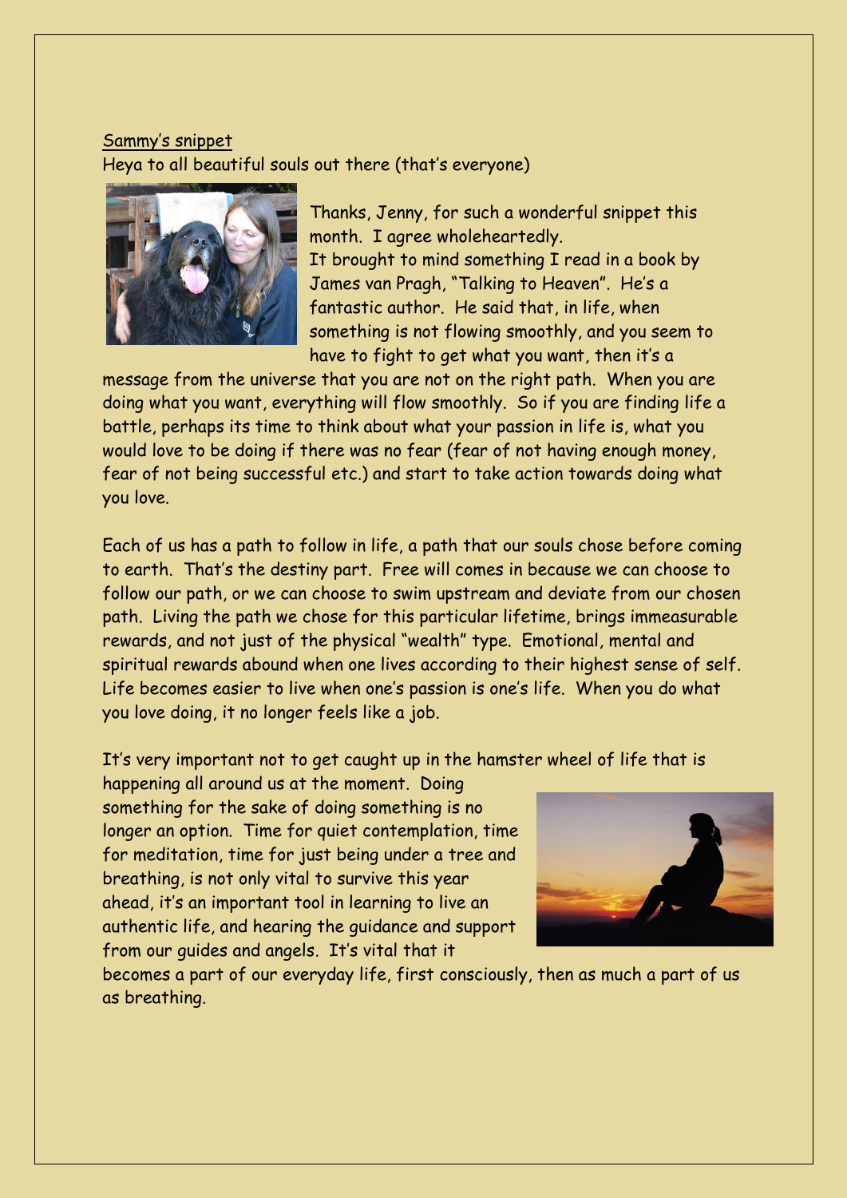Sammy's snippet

Heya to all beautiful souls out there (that's everyone)

Thanks, Jenny, for such a wonderful snippet this month. I agree wholeheartedly.

It brought to mind something I read in a book by James van Pragh, "Talking to Heaven". He's a fantastic author. He said that, in life, when something is not flowing smoothly, and you seem to have to fight to get what you want, then it's a message from the universe that you are not on the right path. When you are doing what you want, everything will flow smoothly. So if you are finding life a battle, perhaps its time to think about what your passion in life is, what you would love to be doing if there was no fear (fear of not having enough money, fear of not being successful etc.) and start to take action towards doing what you love.

Each of us has a path to follow in life, a path that our souls chose before coming to earth. That's the destiny part. Free will comes in because we can choose to follow our path, or we can choose to swim upstream and deviate from our chosen path. Living the path we chose for this particular lifetime, brings immeasurable rewards, and not just of the physical "wealth" type. Emotional, mental and spiritual rewards abound when one lives according to their highest sense of self. Life becomes easier to live when one's passion is one's life. When you do what you love doing, it no longer feels like a job.

It's very important not to get caught up in the hamster wheel of life that is happening all around us at the moment. Doing something for the sake of doing something is no longer an option. Time for quiet contemplation, time for meditation, time for just being under a tree and breathing, is not only vital to survive this year ahead, it's an important tool in learning to live an authentic life, and hearing the guidance and support from our guides and angels. It's vital that it becomes a part of our everyday life, first consciously, then as much a part of us as breathing.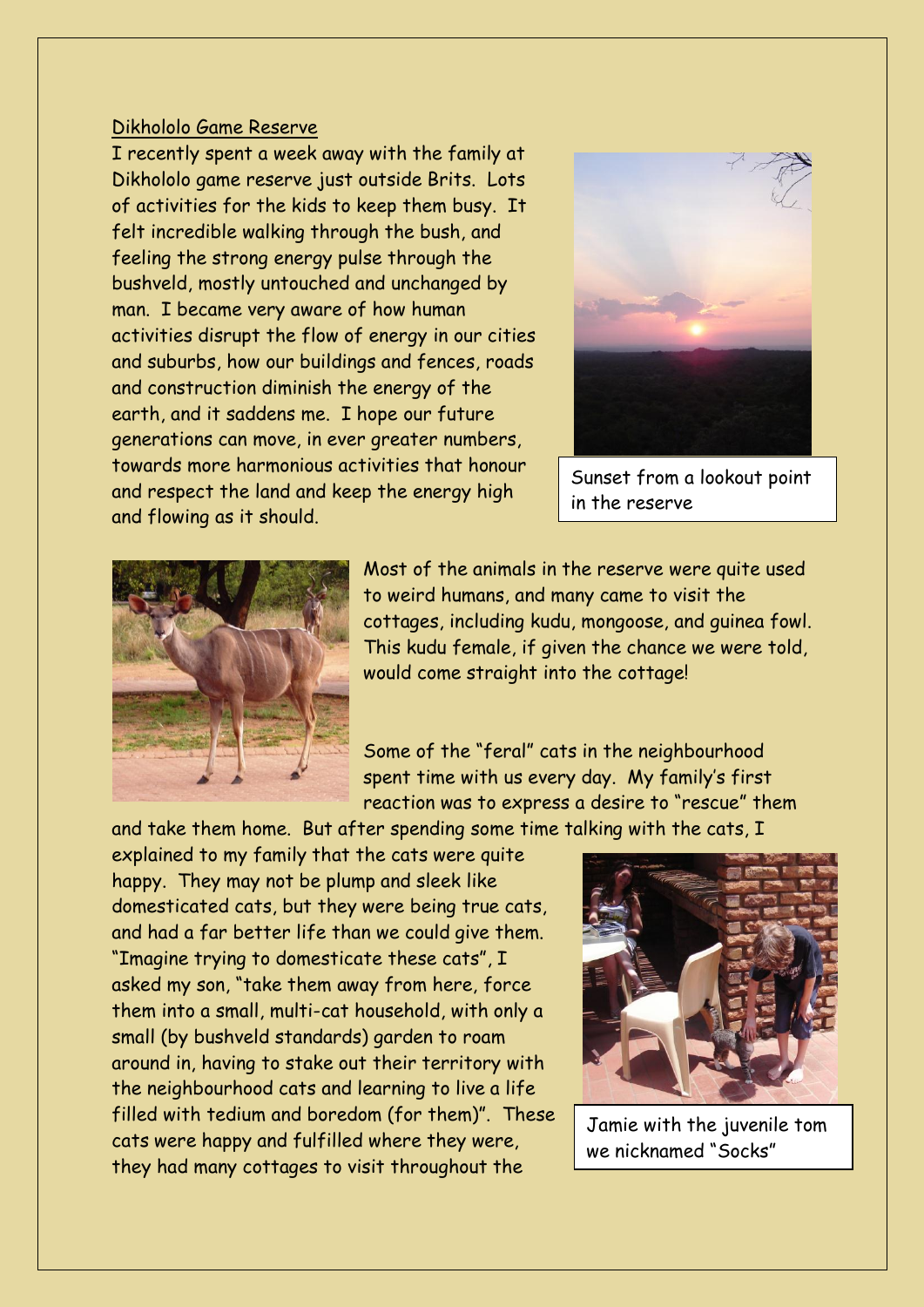## Dikhololo Game Reserve

I recently spent a week away with the family at Dikhololo game reserve just outside Brits. Lots of activities for the kids to keep them busy. It felt incredible walking through the bush, and feeling the strong energy pulse through the bushveld, mostly untouched and unchanged by man. I became very aware of how human activities disrupt the flow of energy in our cities and suburbs, how our buildings and fences, roads and construction diminish the energy of the earth, and it saddens me. I hope our future generations can move, in ever greater numbers, towards more harmonious activities that honour and respect the land and keep the energy high and flowing as it should.

Sunset from a lookout point in the reserve

Most of the animals in the reserve were quite used to weird humans, and many came to visit the cottages, including kudu, mongoose, and guinea fowl. This kudu female, if given the chance we were told, would come straight into the cottage!

Some of the "feral" cats in the neighbourhood spent time with us every day. My family's first reaction was to express a desire to "rescue" them and take them home. But after spending some time talking with the cats, I explained to my family that the cats were quite happy. They may not be plump and sleek like domesticated cats, but they were being true cats, and had a far better life than we could give them. "Imagine trying to domesticate these cats", I asked my son, "take them away from here, force them into a small, multi-cat household, with only a small (by bushveld standards) garden to roam around in, having to stake out their territory with the neighbourhood cats and learning to live a life filled with tedium and boredom (for them)". These cats were happy and fulfilled where they were, they had many cottages to visit throughout the

Jamie with the juvenile tom we nicknamed "Socks"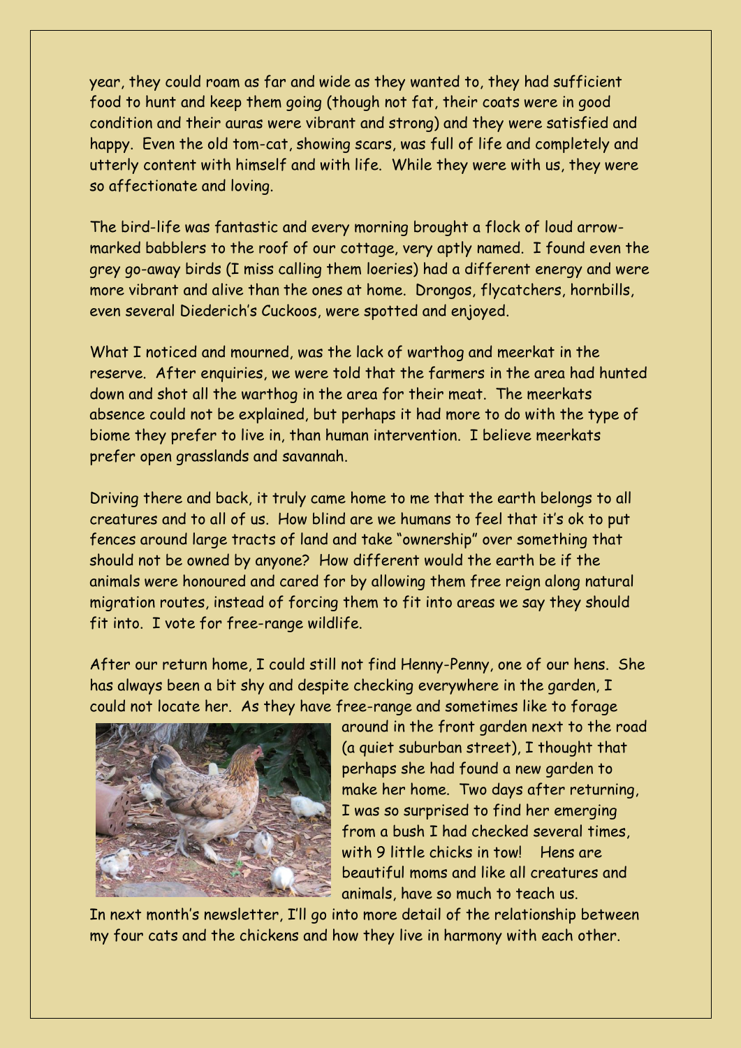year, they could roam as far and wide as they wanted to, they had sufficient food to hunt and keep them going (though not fat, their coats were in good condition and their auras were vibrant and strong) and they were satisfied and happy. Even the old tom-cat, showing scars, was full of life and completely and utterly content with himself and with life. While they were with us, they were so affectionate and loving.

The bird-life was fantastic and every morning brought a flock of loud arrow-marked babblers to the roof of our cottage, very aptly named. I found even the grey go-away birds (I miss calling them loeries) had a different energy and were more vibrant and alive than the ones at home. Drongos, flycatchers, hornbills, even several Diederich's Cuckoos, were spotted and enjoyed.

What I noticed and mourned, was the lack of warthog and meerkat in the reserve. After enquiries, we were told that the farmers in the area had hunted down and shot all the warthog in the area for their meat. The meerkats absence could not be explained, but perhaps it had more to do with the type of biome they prefer to live in, than human intervention. I believe meerkats prefer open grasslands and savannah.

Driving there and back, it truly came home to me that the earth belongs to all creatures and to all of us. How blind are we humans to feel that it's ok to put fences around large tracts of land and take "ownership" over something that should not be owned by anyone? How different would the earth be if the animals were honoured and cared for by allowing them free reign along natural migration routes, instead of forcing them to fit into areas we say they should fit into. I vote for free-range wildlife.

After our return home, I could still not find Henny-Penny, one of our hens. She has always been a bit shy and despite checking everywhere in the garden, I could not locate her. As they have free-range and sometimes like to forage around in the front garden next to the road (a quiet suburban street), I thought that perhaps she had found a new garden to make her home. Two days after returning, I was so surprised to find her emerging from a bush I had checked several times, with 9 little chicks in tow! Hens are beautiful moms and like all creatures and animals, have so much to teach us.

In next month's newsletter, I'll go into more detail of the relationship between my four cats and the chickens and how they live in harmony with each other.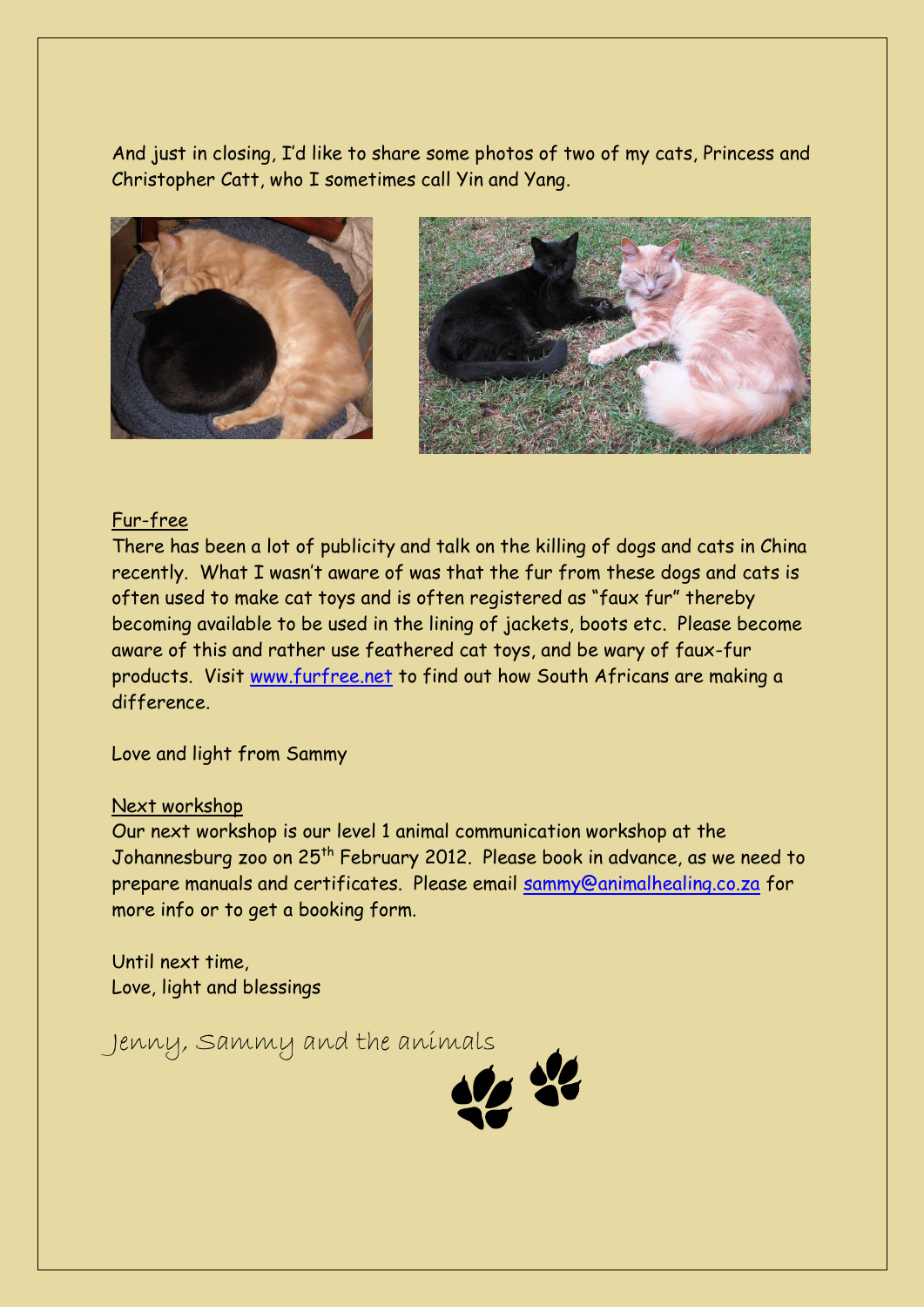And just in closing, I'd like to share some photos of two of my cats, Princess and Christopher Catt, who I sometimes call Yin and Yang.

<u>Fur-free</u>

There has been a lot of publicity and talk on the killing of dogs and cats in China recently. What I wasn't aware of was that the fur from these dogs and cats is often used to make cat toys and is often registered as "faux fur" thereby becoming available to be used in the lining of jackets, boots etc. Please become aware of this and rather use feathered cat toys, and be wary of faux-fur products. Visit www.furfree.net to find out how South Africans are making a difference.

Love and light from Sammy

<u>Next workshop</u>

Our next workshop is our level 1 animal communication workshop at the Johannesburg zoo on 25th February 2012. Please book in advance, as we need to prepare manuals and certificates. Please email sammy@animalhealing.co.za for more info or to get a booking form.

Until next time,
Love, light and blessings

*Jenny, Sammy and the animals*